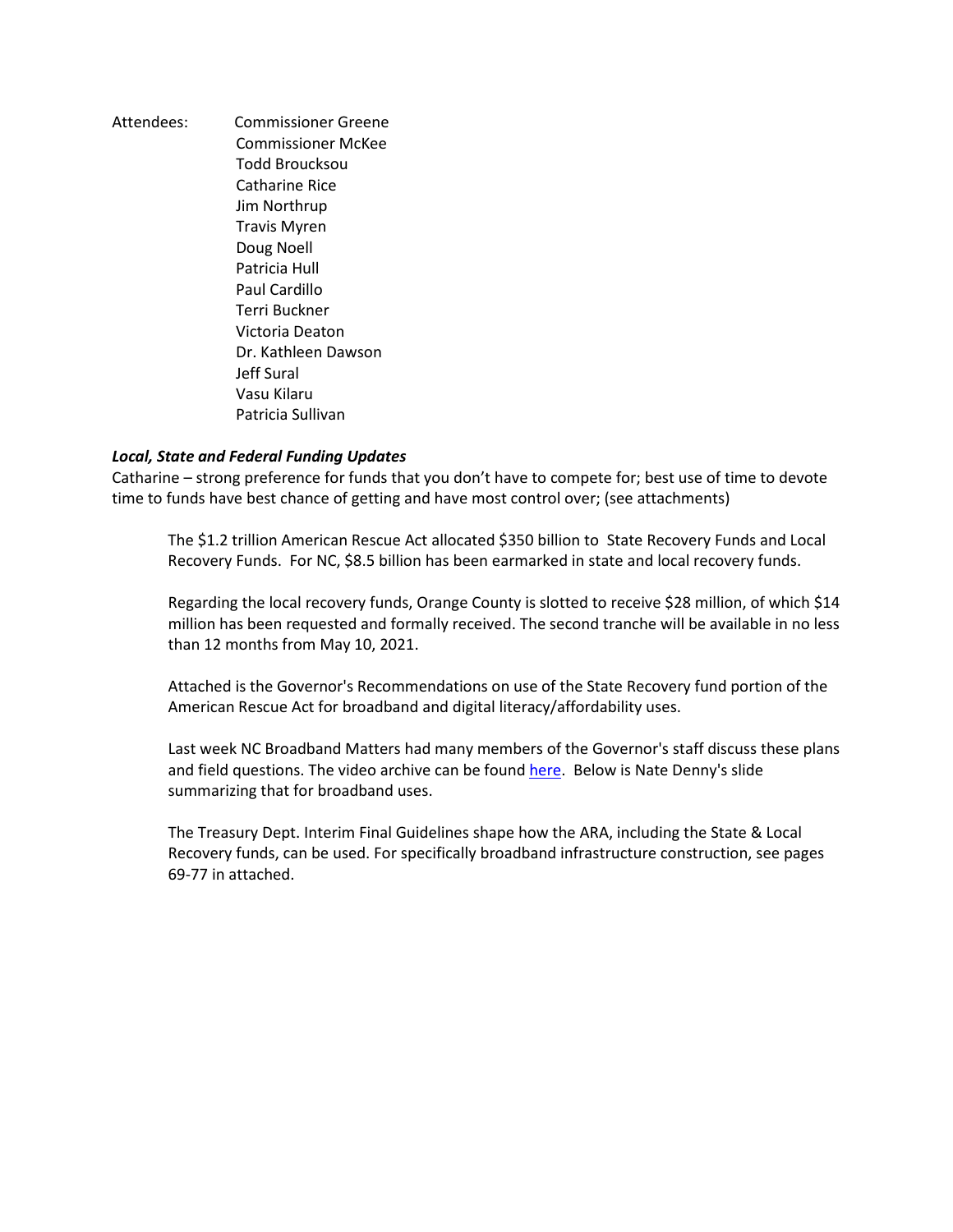Attendees: Commissioner Greene
Commissioner McKee
Todd Broucksou
Catharine Rice
Jim Northrup
Travis Myren
Doug Noell
Patricia Hull
Paul Cardillo
Terri Buckner
Victoria Deaton
Dr. Kathleen Dawson
Jeff Sural
Vasu Kilaru
Patricia Sullivan

***Local, State and Federal Funding Updates***

Catharine – strong preference for funds that you don't have to compete for; best use of time to devote time to funds have best chance of getting and have most control over; (see attachments)

> The $1.2 trillion American Rescue Act allocated $350 billion to State Recovery Funds and Local Recovery Funds. For NC, $8.5 billion has been earmarked in state and local recovery funds.
>
> Regarding the local recovery funds, Orange County is slotted to receive $28 million, of which $14 million has been requested and formally received. The second tranche will be available in no less than 12 months from May 10, 2021.
>
> Attached is the Governor's Recommendations on use of the State Recovery fund portion of the American Rescue Act for broadband and digital literacy/affordability uses.
>
> Last week NC Broadband Matters had many members of the Governor's staff discuss these plans and field questions. The video archive can be found here. Below is Nate Denny's slide summarizing that for broadband uses.
>
> The Treasury Dept. Interim Final Guidelines shape how the ARA, including the State & Local Recovery funds, can be used. For specifically broadband infrastructure construction, see pages 69-77 in attached.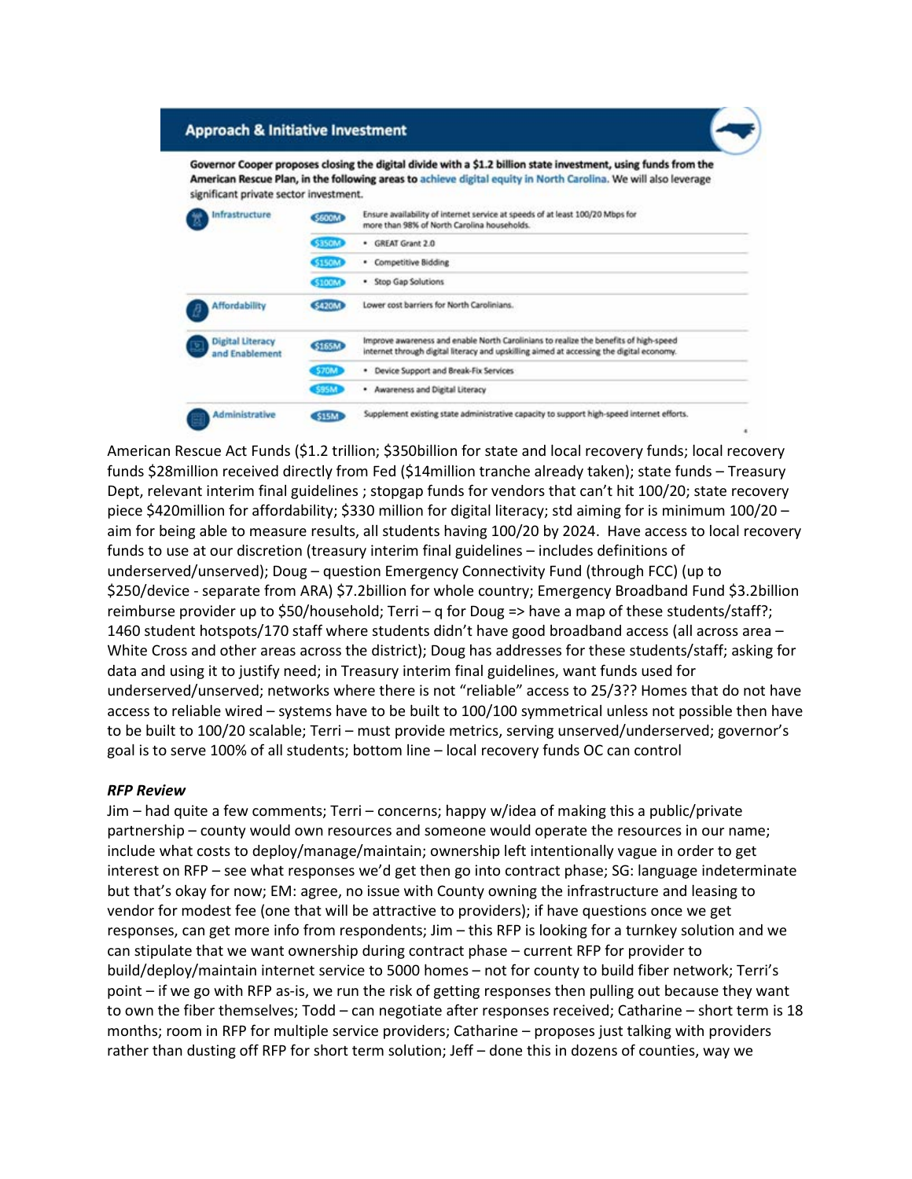## Approach & Initiative Investment

**Governor Cooper proposes closing the digital divide with a $1.2 billion state investment, using funds from the American Rescue Plan, in the following areas to achieve digital equity in North Carolina. We will also leverage significant private sector investment.**

| | | |
|---|---|---|
| Infrastructure | $600M | Ensure availability of internet service at speeds of at least 100/20 Mbps for more than 98% of North Carolina households. |
| | $350M | • GREAT Grant 2.0 |
| | $150M | • Competitive Bidding |
| | $100M | • Stop Gap Solutions |
| Affordability | $420M | Lower cost barriers for North Carolinians. |
| Digital Literacy and Enablement | $165M | Improve awareness and enable North Carolinians to realize the benefits of high-speed internet through digital literacy and upskilling aimed at accessing the digital economy. |
| | $70M | • Device Support and Break-Fix Services |
| | $95M | • Awareness and Digital Literacy |
| Administrative | $15M | Supplement existing state administrative capacity to support high-speed internet efforts. |

American Rescue Act Funds ($1.2 trillion; $350billion for state and local recovery funds; local recovery funds $28million received directly from Fed ($14million tranche already taken); state funds – Treasury Dept, relevant interim final guidelines ; stopgap funds for vendors that can't hit 100/20; state recovery piece $420million for affordability; $330 million for digital literacy; std aiming for is minimum 100/20 – aim for being able to measure results, all students having 100/20 by 2024. Have access to local recovery funds to use at our discretion (treasury interim final guidelines – includes definitions of underserved/unserved); Doug – question Emergency Connectivity Fund (through FCC) (up to $250/device - separate from ARA) $7.2billion for whole country; Emergency Broadband Fund $3.2billion reimburse provider up to $50/household; Terri – q for Doug => have a map of these students/staff?; 1460 student hotspots/170 staff where students didn't have good broadband access (all across area – White Cross and other areas across the district); Doug has addresses for these students/staff; asking for data and using it to justify need; in Treasury interim final guidelines, want funds used for underserved/unserved; networks where there is not "reliable" access to 25/3?? Homes that do not have access to reliable wired – systems have to be built to 100/100 symmetrical unless not possible then have to be built to 100/20 scalable; Terri – must provide metrics, serving unserved/underserved; governor's goal is to serve 100% of all students; bottom line – local recovery funds OC can control

### *RFP Review*

Jim – had quite a few comments; Terri – concerns; happy w/idea of making this a public/private partnership – county would own resources and someone would operate the resources in our name; include what costs to deploy/manage/maintain; ownership left intentionally vague in order to get interest on RFP – see what responses we'd get then go into contract phase; SG: language indeterminate but that's okay for now; EM: agree, no issue with County owning the infrastructure and leasing to vendor for modest fee (one that will be attractive to providers); if have questions once we get responses, can get more info from respondents; Jim – this RFP is looking for a turnkey solution and we can stipulate that we want ownership during contract phase – current RFP for provider to build/deploy/maintain internet service to 5000 homes – not for county to build fiber network; Terri's point – if we go with RFP as-is, we run the risk of getting responses then pulling out because they want to own the fiber themselves; Todd – can negotiate after responses received; Catharine – short term is 18 months; room in RFP for multiple service providers; Catharine – proposes just talking with providers rather than dusting off RFP for short term solution; Jeff – done this in dozens of counties, way we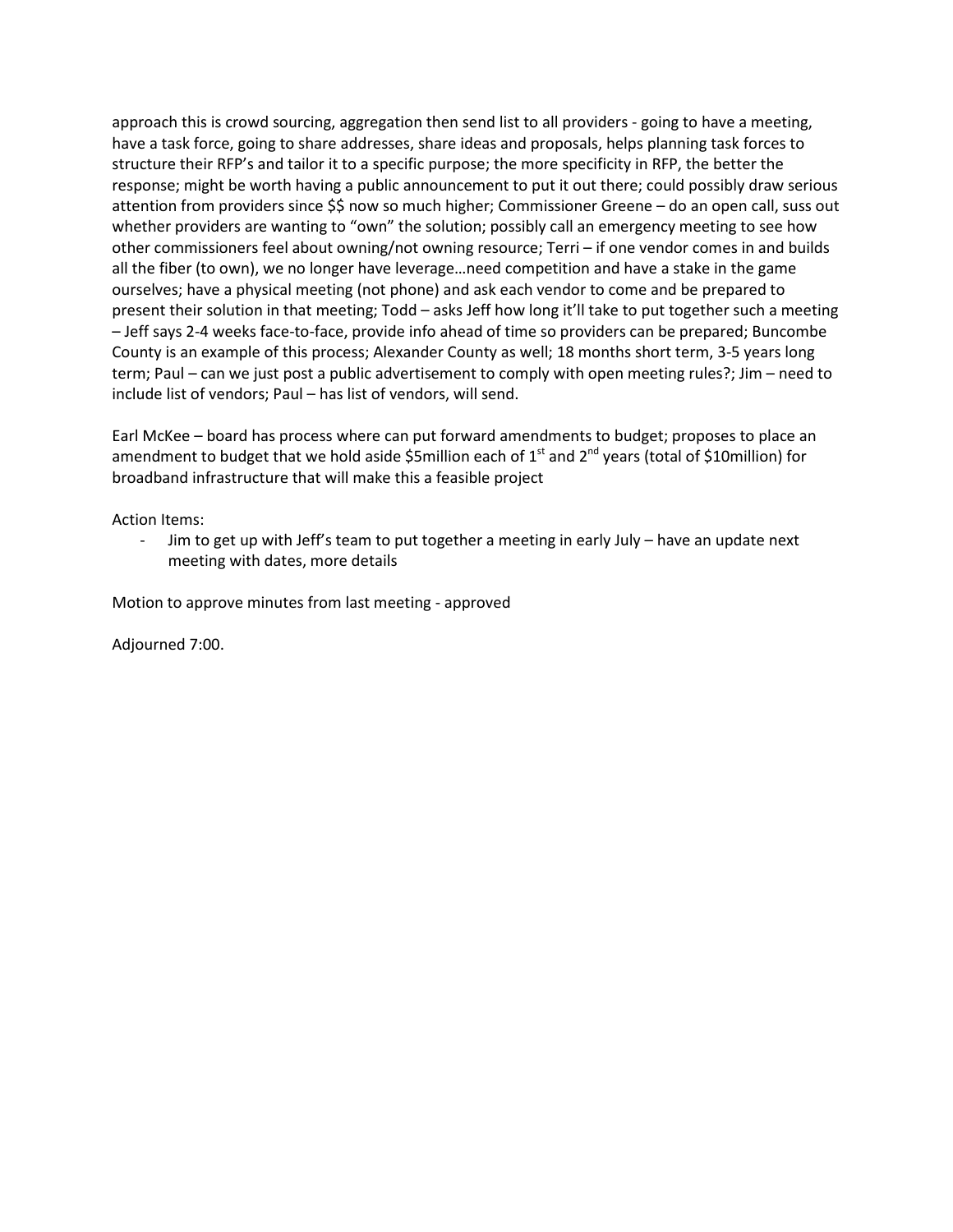approach this is crowd sourcing, aggregation then send list to all providers - going to have a meeting, have a task force, going to share addresses, share ideas and proposals, helps planning task forces to structure their RFP's and tailor it to a specific purpose; the more specificity in RFP, the better the response; might be worth having a public announcement to put it out there; could possibly draw serious attention from providers since $$ now so much higher; Commissioner Greene – do an open call, suss out whether providers are wanting to "own" the solution; possibly call an emergency meeting to see how other commissioners feel about owning/not owning resource; Terri – if one vendor comes in and builds all the fiber (to own), we no longer have leverage…need competition and have a stake in the game ourselves; have a physical meeting (not phone) and ask each vendor to come and be prepared to present their solution in that meeting; Todd – asks Jeff how long it'll take to put together such a meeting – Jeff says 2-4 weeks face-to-face, provide info ahead of time so providers can be prepared; Buncombe County is an example of this process; Alexander County as well; 18 months short term, 3-5 years long term; Paul – can we just post a public advertisement to comply with open meeting rules?; Jim – need to include list of vendors; Paul – has list of vendors, will send.

Earl McKee – board has process where can put forward amendments to budget; proposes to place an amendment to budget that we hold aside $5million each of 1st and 2nd years (total of $10million) for broadband infrastructure that will make this a feasible project

Action Items:

- Jim to get up with Jeff's team to put together a meeting in early July – have an update next meeting with dates, more details

Motion to approve minutes from last meeting - approved

Adjourned 7:00.